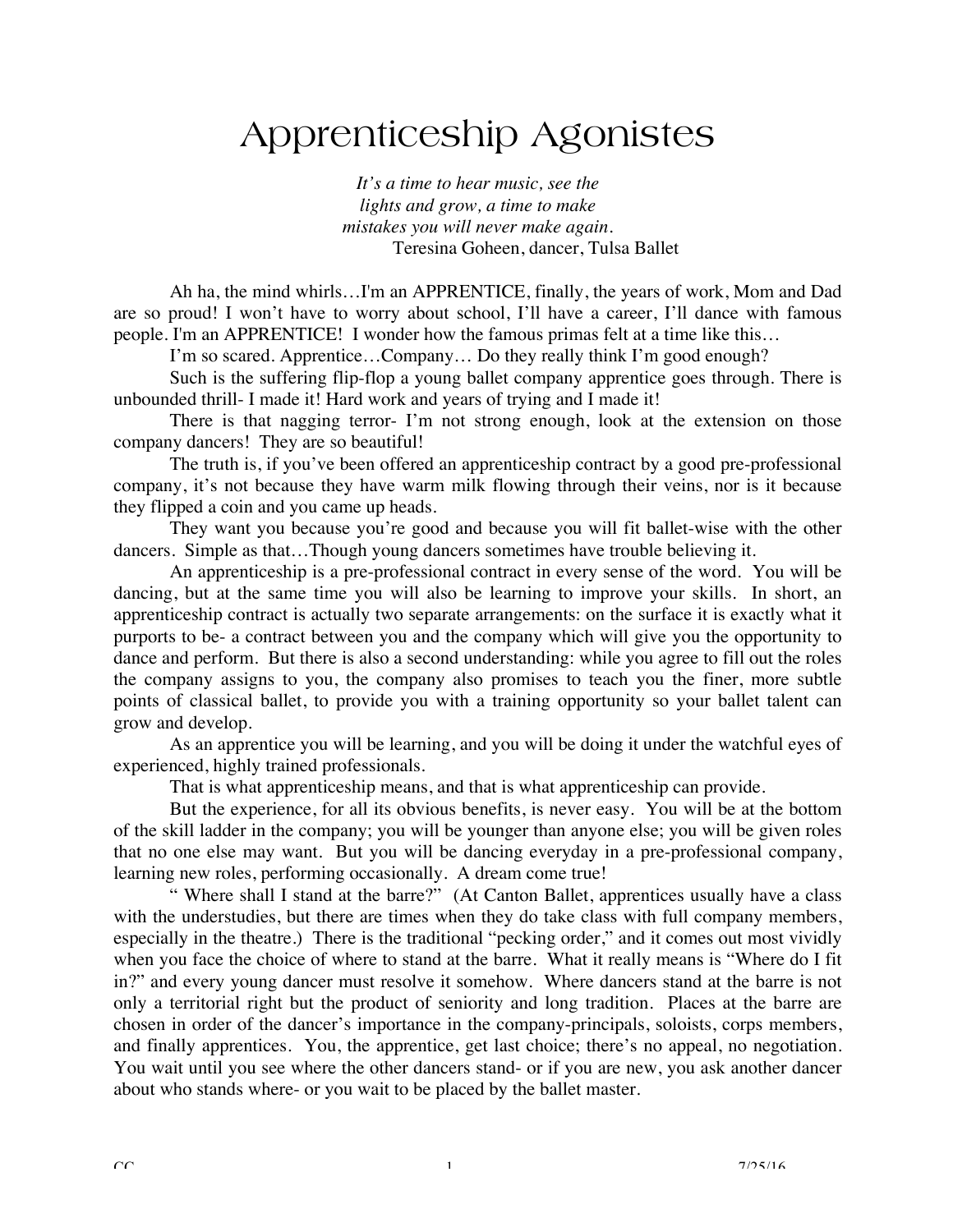# Apprenticeship Agonistes

*It's a time to hear music, see the lights and grow, a time to make mistakes you will never make again.*
Teresina Goheen, dancer, Tulsa Ballet

Ah ha, the mind whirls…I'm an APPRENTICE, finally, the years of work, Mom and Dad are so proud! I won't have to worry about school, I'll have a career, I'll dance with famous people. I'm an APPRENTICE! I wonder how the famous primas felt at a time like this…

I'm so scared. Apprentice…Company… Do they really think I'm good enough?

Such is the suffering flip-flop a young ballet company apprentice goes through. There is unbounded thrill- I made it! Hard work and years of trying and I made it!

There is that nagging terror- I'm not strong enough, look at the extension on those company dancers! They are so beautiful!

The truth is, if you've been offered an apprenticeship contract by a good pre-professional company, it's not because they have warm milk flowing through their veins, nor is it because they flipped a coin and you came up heads.

They want you because you're good and because you will fit ballet-wise with the other dancers. Simple as that…Though young dancers sometimes have trouble believing it.

An apprenticeship is a pre-professional contract in every sense of the word. You will be dancing, but at the same time you will also be learning to improve your skills. In short, an apprenticeship contract is actually two separate arrangements: on the surface it is exactly what it purports to be- a contract between you and the company which will give you the opportunity to dance and perform. But there is also a second understanding: while you agree to fill out the roles the company assigns to you, the company also promises to teach you the finer, more subtle points of classical ballet, to provide you with a training opportunity so your ballet talent can grow and develop.

As an apprentice you will be learning, and you will be doing it under the watchful eyes of experienced, highly trained professionals.

That is what apprenticeship means, and that is what apprenticeship can provide.

But the experience, for all its obvious benefits, is never easy. You will be at the bottom of the skill ladder in the company; you will be younger than anyone else; you will be given roles that no one else may want. But you will be dancing everyday in a pre-professional company, learning new roles, performing occasionally. A dream come true!

" Where shall I stand at the barre?" (At Canton Ballet, apprentices usually have a class with the understudies, but there are times when they do take class with full company members, especially in the theatre.) There is the traditional "pecking order," and it comes out most vividly when you face the choice of where to stand at the barre. What it really means is "Where do I fit in?" and every young dancer must resolve it somehow. Where dancers stand at the barre is not only a territorial right but the product of seniority and long tradition. Places at the barre are chosen in order of the dancer's importance in the company-principals, soloists, corps members, and finally apprentices. You, the apprentice, get last choice; there's no appeal, no negotiation. You wait until you see where the other dancers stand- or if you are new, you ask another dancer about who stands where- or you wait to be placed by the ballet master.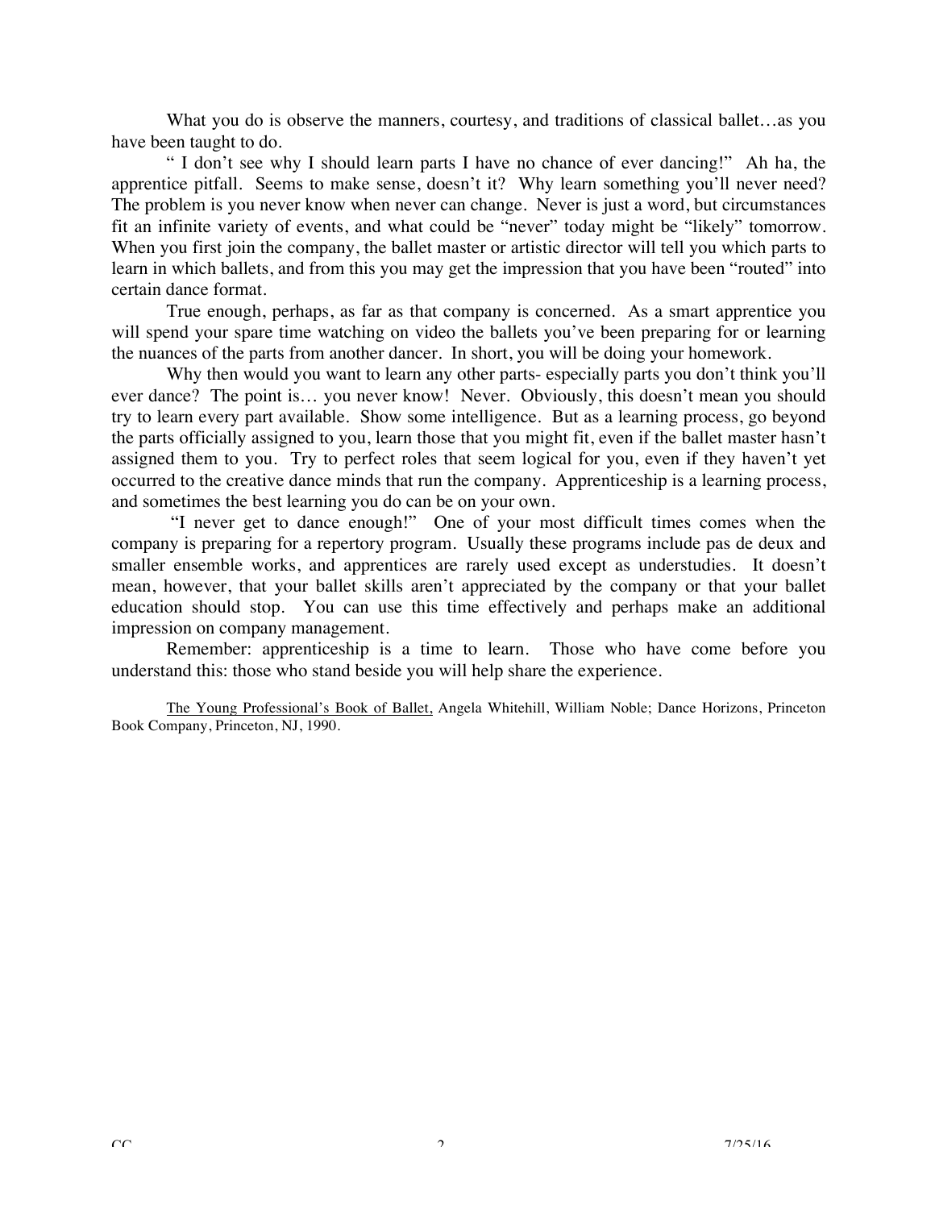What you do is observe the manners, courtesy, and traditions of classical ballet…as you have been taught to do.

" I don't see why I should learn parts I have no chance of ever dancing!" Ah ha, the apprentice pitfall. Seems to make sense, doesn't it? Why learn something you'll never need? The problem is you never know when never can change. Never is just a word, but circumstances fit an infinite variety of events, and what could be "never" today might be "likely" tomorrow. When you first join the company, the ballet master or artistic director will tell you which parts to learn in which ballets, and from this you may get the impression that you have been "routed" into certain dance format.

True enough, perhaps, as far as that company is concerned. As a smart apprentice you will spend your spare time watching on video the ballets you've been preparing for or learning the nuances of the parts from another dancer. In short, you will be doing your homework.

Why then would you want to learn any other parts- especially parts you don't think you'll ever dance? The point is… you never know! Never. Obviously, this doesn't mean you should try to learn every part available. Show some intelligence. But as a learning process, go beyond the parts officially assigned to you, learn those that you might fit, even if the ballet master hasn't assigned them to you. Try to perfect roles that seem logical for you, even if they haven't yet occurred to the creative dance minds that run the company. Apprenticeship is a learning process, and sometimes the best learning you do can be on your own.

"I never get to dance enough!" One of your most difficult times comes when the company is preparing for a repertory program. Usually these programs include pas de deux and smaller ensemble works, and apprentices are rarely used except as understudies. It doesn't mean, however, that your ballet skills aren't appreciated by the company or that your ballet education should stop. You can use this time effectively and perhaps make an additional impression on company management.

Remember: apprenticeship is a time to learn. Those who have come before you understand this: those who stand beside you will help share the experience.

The Young Professional's Book of Ballet, Angela Whitehill, William Noble; Dance Horizons, Princeton Book Company, Princeton, NJ, 1990.